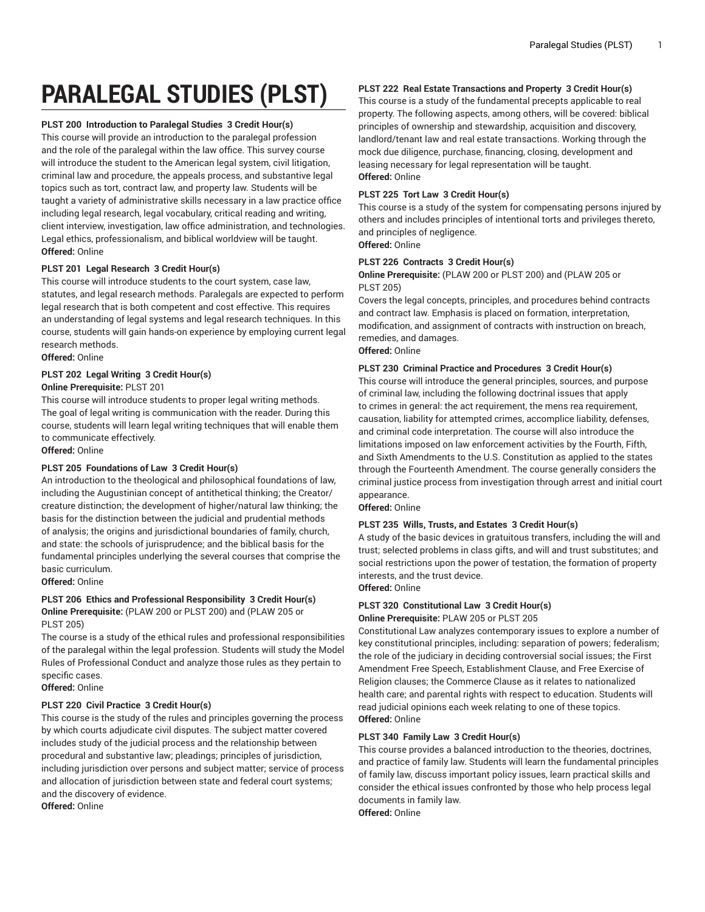# PARALEGAL STUDIES (PLST)

**PLST 200 Introduction to Paralegal Studies 3 Credit Hour(s)**
This course will provide an introduction to the paralegal profession and the role of the paralegal within the law office. This survey course will introduce the student to the American legal system, civil litigation, criminal law and procedure, the appeals process, and substantive legal topics such as tort, contract law, and property law. Students will be taught a variety of administrative skills necessary in a law practice office including legal research, legal vocabulary, critical reading and writing, client interview, investigation, law office administration, and technologies. Legal ethics, professionalism, and biblical worldview will be taught.
**Offered:** Online

**PLST 201 Legal Research 3 Credit Hour(s)**
This course will introduce students to the court system, case law, statutes, and legal research methods. Paralegals are expected to perform legal research that is both competent and cost effective. This requires an understanding of legal systems and legal research techniques. In this course, students will gain hands-on experience by employing current legal research methods.
**Offered:** Online

**PLST 202 Legal Writing 3 Credit Hour(s)**
**Online Prerequisite:** PLST 201
This course will introduce students to proper legal writing methods. The goal of legal writing is communication with the reader. During this course, students will learn legal writing techniques that will enable them to communicate effectively.
**Offered:** Online

**PLST 205 Foundations of Law 3 Credit Hour(s)**
An introduction to the theological and philosophical foundations of law, including the Augustinian concept of antithetical thinking; the Creator/creature distinction; the development of higher/natural law thinking; the basis for the distinction between the judicial and prudential methods of analysis; the origins and jurisdictional boundaries of family, church, and state: the schools of jurisprudence; and the biblical basis for the fundamental principles underlying the several courses that comprise the basic curriculum.
**Offered:** Online

**PLST 206 Ethics and Professional Responsibility 3 Credit Hour(s)**
**Online Prerequisite:** (PLAW 200 or PLST 200) and (PLAW 205 or PLST 205)
The course is a study of the ethical rules and professional responsibilities of the paralegal within the legal profession. Students will study the Model Rules of Professional Conduct and analyze those rules as they pertain to specific cases.
**Offered:** Online

**PLST 220 Civil Practice 3 Credit Hour(s)**
This course is the study of the rules and principles governing the process by which courts adjudicate civil disputes. The subject matter covered includes study of the judicial process and the relationship between procedural and substantive law; pleadings; principles of jurisdiction, including jurisdiction over persons and subject matter; service of process and allocation of jurisdiction between state and federal court systems; and the discovery of evidence.
**Offered:** Online

**PLST 222 Real Estate Transactions and Property 3 Credit Hour(s)**
This course is a study of the fundamental precepts applicable to real property. The following aspects, among others, will be covered: biblical principles of ownership and stewardship, acquisition and discovery, landlord/tenant law and real estate transactions. Working through the mock due diligence, purchase, financing, closing, development and leasing necessary for legal representation will be taught.
**Offered:** Online

**PLST 225 Tort Law 3 Credit Hour(s)**
This course is a study of the system for compensating persons injured by others and includes principles of intentional torts and privileges thereto, and principles of negligence.
**Offered:** Online

**PLST 226 Contracts 3 Credit Hour(s)**
**Online Prerequisite:** (PLAW 200 or PLST 200) and (PLAW 205 or PLST 205)
Covers the legal concepts, principles, and procedures behind contracts and contract law. Emphasis is placed on formation, interpretation, modification, and assignment of contracts with instruction on breach, remedies, and damages.
**Offered:** Online

**PLST 230 Criminal Practice and Procedures 3 Credit Hour(s)**
This course will introduce the general principles, sources, and purpose of criminal law, including the following doctrinal issues that apply to crimes in general: the act requirement, the mens rea requirement, causation, liability for attempted crimes, accomplice liability, defenses, and criminal code interpretation. The course will also introduce the limitations imposed on law enforcement activities by the Fourth, Fifth, and Sixth Amendments to the U.S. Constitution as applied to the states through the Fourteenth Amendment. The course generally considers the criminal justice process from investigation through arrest and initial court appearance.
**Offered:** Online

**PLST 235 Wills, Trusts, and Estates 3 Credit Hour(s)**
A study of the basic devices in gratuitous transfers, including the will and trust; selected problems in class gifts, and will and trust substitutes; and social restrictions upon the power of testation, the formation of property interests, and the trust device.
**Offered:** Online

**PLST 320 Constitutional Law 3 Credit Hour(s)**
**Online Prerequisite:** PLAW 205 or PLST 205
Constitutional Law analyzes contemporary issues to explore a number of key constitutional principles, including: separation of powers; federalism; the role of the judiciary in deciding controversial social issues; the First Amendment Free Speech, Establishment Clause, and Free Exercise of Religion clauses; the Commerce Clause as it relates to nationalized health care; and parental rights with respect to education. Students will read judicial opinions each week relating to one of these topics.
**Offered:** Online

**PLST 340 Family Law 3 Credit Hour(s)**
This course provides a balanced introduction to the theories, doctrines, and practice of family law. Students will learn the fundamental principles of family law, discuss important policy issues, learn practical skills and consider the ethical issues confronted by those who help process legal documents in family law.
**Offered:** Online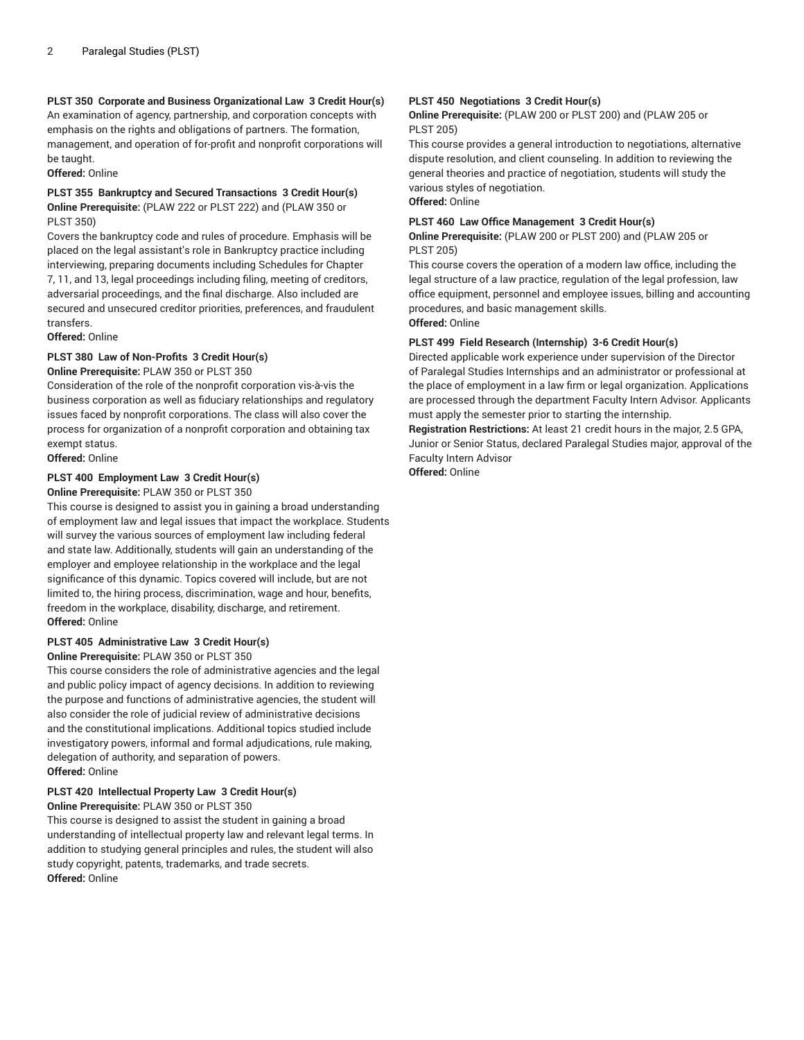**PLST 350 Corporate and Business Organizational Law 3 Credit Hour(s)**
An examination of agency, partnership, and corporation concepts with emphasis on the rights and obligations of partners. The formation, management, and operation of for-profit and nonprofit corporations will be taught.
**Offered:** Online

**PLST 355 Bankruptcy and Secured Transactions 3 Credit Hour(s)**
**Online Prerequisite:** (PLAW 222 or PLST 222) and (PLAW 350 or PLST 350)
Covers the bankruptcy code and rules of procedure. Emphasis will be placed on the legal assistant's role in Bankruptcy practice including interviewing, preparing documents including Schedules for Chapter 7, 11, and 13, legal proceedings including filing, meeting of creditors, adversarial proceedings, and the final discharge. Also included are secured and unsecured creditor priorities, preferences, and fraudulent transfers.
**Offered:** Online

**PLST 380 Law of Non-Profits 3 Credit Hour(s)**
**Online Prerequisite:** PLAW 350 or PLST 350
Consideration of the role of the nonprofit corporation vis-à-vis the business corporation as well as fiduciary relationships and regulatory issues faced by nonprofit corporations. The class will also cover the process for organization of a nonprofit corporation and obtaining tax exempt status.
**Offered:** Online

**PLST 400 Employment Law 3 Credit Hour(s)**
**Online Prerequisite:** PLAW 350 or PLST 350
This course is designed to assist you in gaining a broad understanding of employment law and legal issues that impact the workplace. Students will survey the various sources of employment law including federal and state law. Additionally, students will gain an understanding of the employer and employee relationship in the workplace and the legal significance of this dynamic. Topics covered will include, but are not limited to, the hiring process, discrimination, wage and hour, benefits, freedom in the workplace, disability, discharge, and retirement.
**Offered:** Online

**PLST 405 Administrative Law 3 Credit Hour(s)**
**Online Prerequisite:** PLAW 350 or PLST 350
This course considers the role of administrative agencies and the legal and public policy impact of agency decisions. In addition to reviewing the purpose and functions of administrative agencies, the student will also consider the role of judicial review of administrative decisions and the constitutional implications. Additional topics studied include investigatory powers, informal and formal adjudications, rule making, delegation of authority, and separation of powers.
**Offered:** Online

**PLST 420 Intellectual Property Law 3 Credit Hour(s)**
**Online Prerequisite:** PLAW 350 or PLST 350
This course is designed to assist the student in gaining a broad understanding of intellectual property law and relevant legal terms. In addition to studying general principles and rules, the student will also study copyright, patents, trademarks, and trade secrets.
**Offered:** Online

**PLST 450 Negotiations 3 Credit Hour(s)**
**Online Prerequisite:** (PLAW 200 or PLST 200) and (PLAW 205 or PLST 205)
This course provides a general introduction to negotiations, alternative dispute resolution, and client counseling. In addition to reviewing the general theories and practice of negotiation, students will study the various styles of negotiation.
**Offered:** Online

**PLST 460 Law Office Management 3 Credit Hour(s)**
**Online Prerequisite:** (PLAW 200 or PLST 200) and (PLAW 205 or PLST 205)
This course covers the operation of a modern law office, including the legal structure of a law practice, regulation of the legal profession, law office equipment, personnel and employee issues, billing and accounting procedures, and basic management skills.
**Offered:** Online

**PLST 499 Field Research (Internship) 3-6 Credit Hour(s)**
Directed applicable work experience under supervision of the Director of Paralegal Studies Internships and an administrator or professional at the place of employment in a law firm or legal organization. Applications are processed through the department Faculty Intern Advisor. Applicants must apply the semester prior to starting the internship.
**Registration Restrictions:** At least 21 credit hours in the major, 2.5 GPA, Junior or Senior Status, declared Paralegal Studies major, approval of the Faculty Intern Advisor
**Offered:** Online